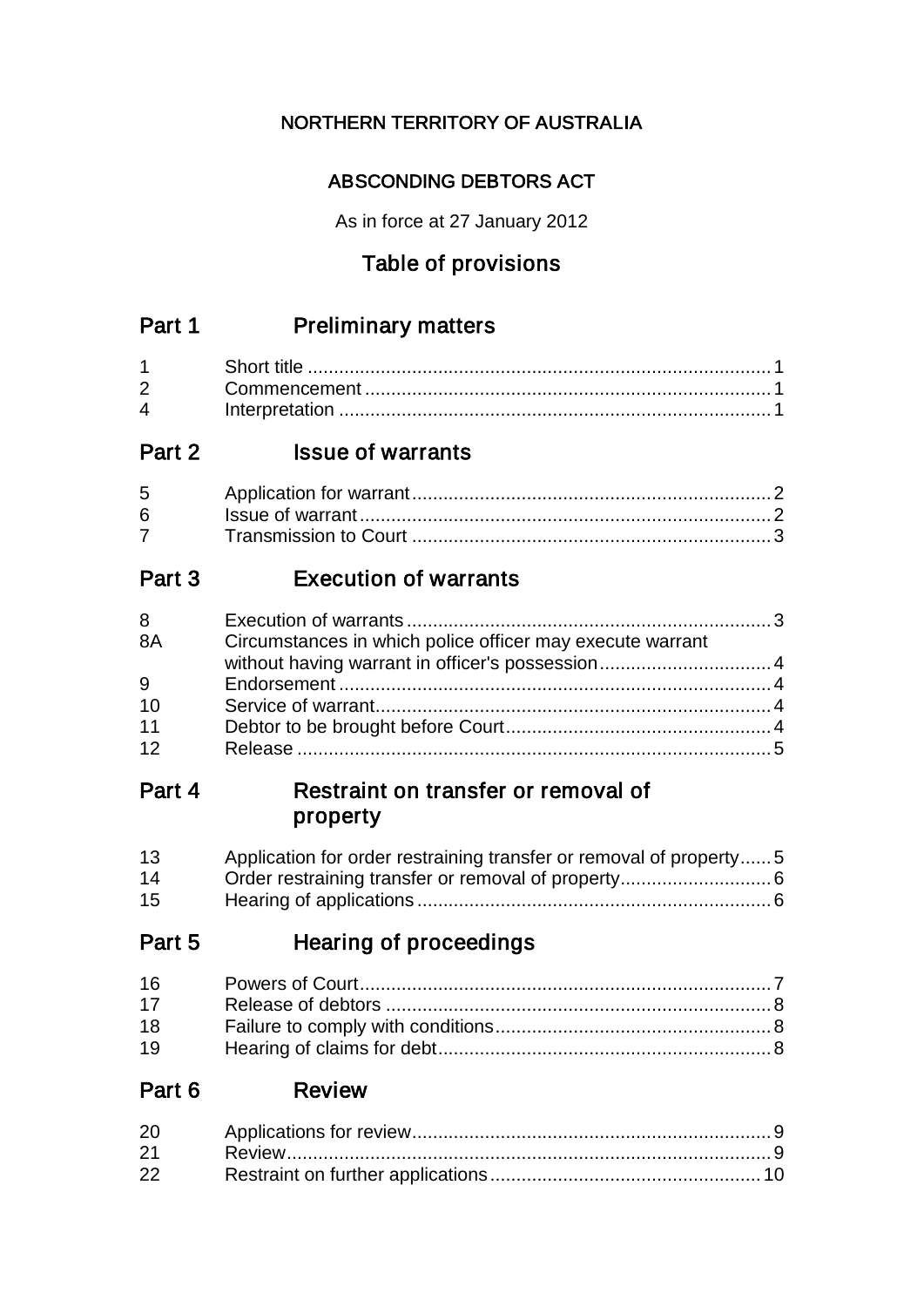# NORTHERN TERRITORY OF AUSTRALIA

## ABSCONDING DEBTORS ACT

As in force at 27 January 2012

## Table of provisions

### Part 1 Preliminary matters

| | | |
|---|---|---|
| 1 | Short title | 1 |
| 2 | Commencement | 1 |
| 4 | Interpretation | 1 |

### Part 2 Issue of warrants

| | | |
|---|---|---|
| 5 | Application for warrant | 2 |
| 6 | Issue of warrant | 2 |
| 7 | Transmission to Court | 3 |

### Part 3 Execution of warrants

| | | |
|---|---|---|
| 8 | Execution of warrants | 3 |
| 8A | Circumstances in which police officer may execute warrant without having warrant in officer's possession | 4 |
| 9 | Endorsement | 4 |
| 10 | Service of warrant | 4 |
| 11 | Debtor to be brought before Court | 4 |
| 12 | Release | 5 |

### Part 4 Restraint on transfer or removal of property

| | | |
|---|---|---|
| 13 | Application for order restraining transfer or removal of property | 5 |
| 14 | Order restraining transfer or removal of property | 6 |
| 15 | Hearing of applications | 6 |

### Part 5 Hearing of proceedings

| | | |
|---|---|---|
| 16 | Powers of Court | 7 |
| 17 | Release of debtors | 8 |
| 18 | Failure to comply with conditions | 8 |
| 19 | Hearing of claims for debt | 8 |

### Part 6 Review

| | | |
|---|---|---|
| 20 | Applications for review | 9 |
| 21 | Review | 9 |
| 22 | Restraint on further applications | 10 |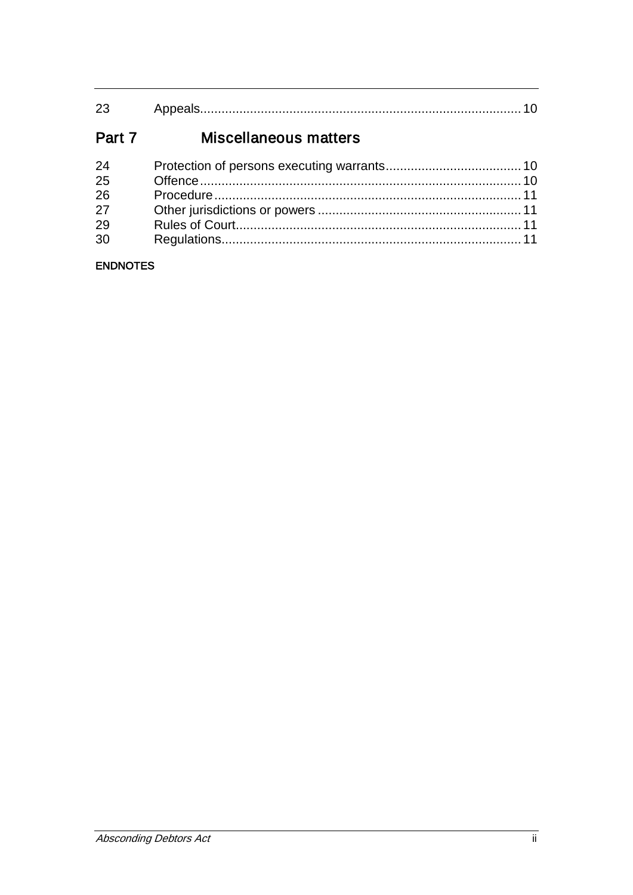23 Appeals 10

## Part 7 Miscellaneous matters

24 Protection of persons executing warrants 10
25 Offence 10
26 Procedure 11
27 Other jurisdictions or powers 11
29 Rules of Court 11
30 Regulations 11

**ENDNOTES**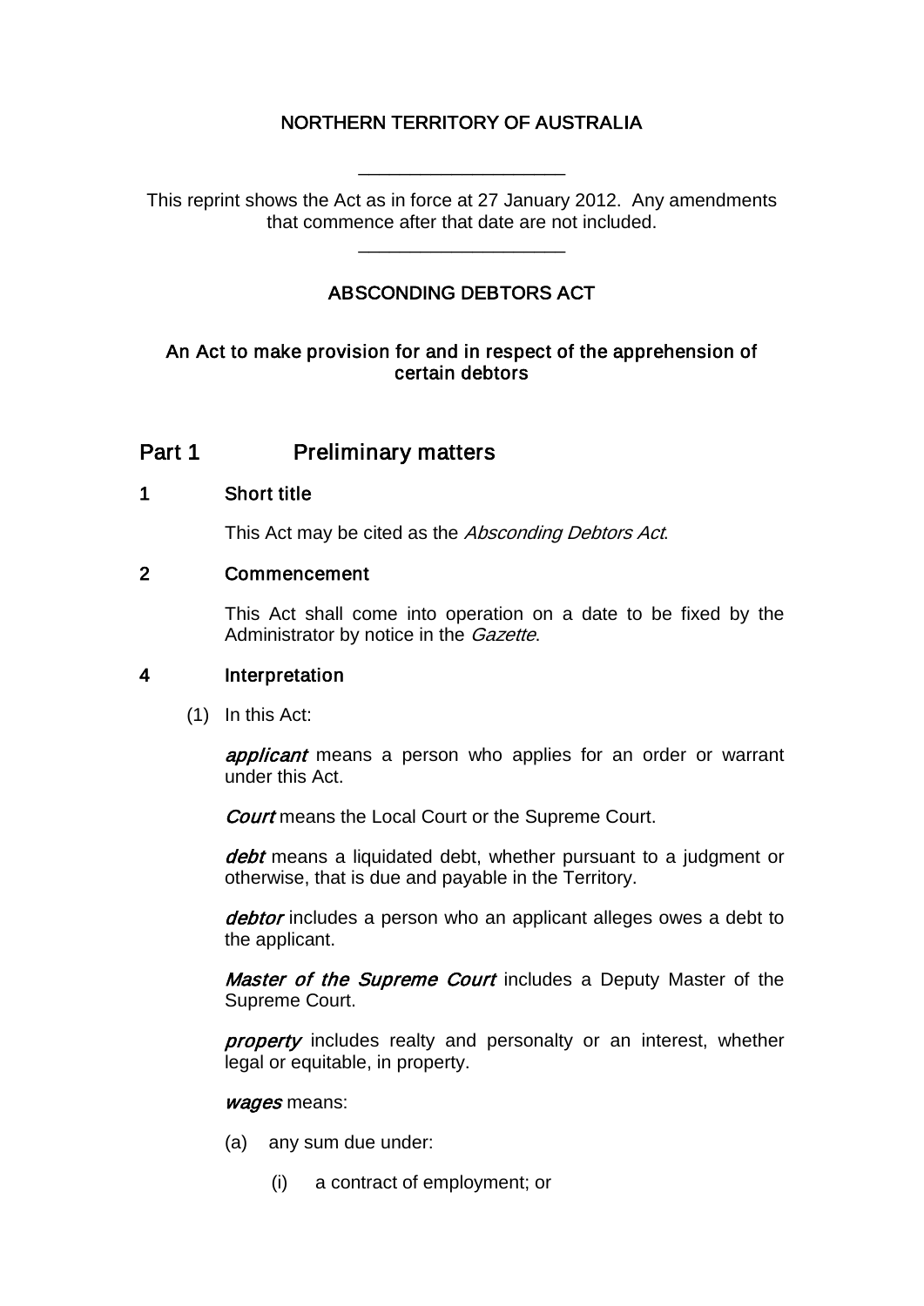NORTHERN TERRITORY OF AUSTRALIA

____________________

This reprint shows the Act as in force at 27 January 2012. Any amendments that commence after that date are not included.

____________________

# ABSCONDING DEBTORS ACT

**An Act to make provision for and in respect of the apprehension of certain debtors**

## Part 1 Preliminary matters

### 1 Short title

This Act may be cited as the *Absconding Debtors Act*.

### 2 Commencement

This Act shall come into operation on a date to be fixed by the Administrator by notice in the *Gazette*.

### 4 Interpretation

(1) In this Act:

***applicant*** means a person who applies for an order or warrant under this Act.

***Court*** means the Local Court or the Supreme Court.

***debt*** means a liquidated debt, whether pursuant to a judgment or otherwise, that is due and payable in the Territory.

***debtor*** includes a person who an applicant alleges owes a debt to the applicant.

***Master of the Supreme Court*** includes a Deputy Master of the Supreme Court.

***property*** includes realty and personalty or an interest, whether legal or equitable, in property.

***wages*** means:

(a) any sum due under:

(i) a contract of employment; or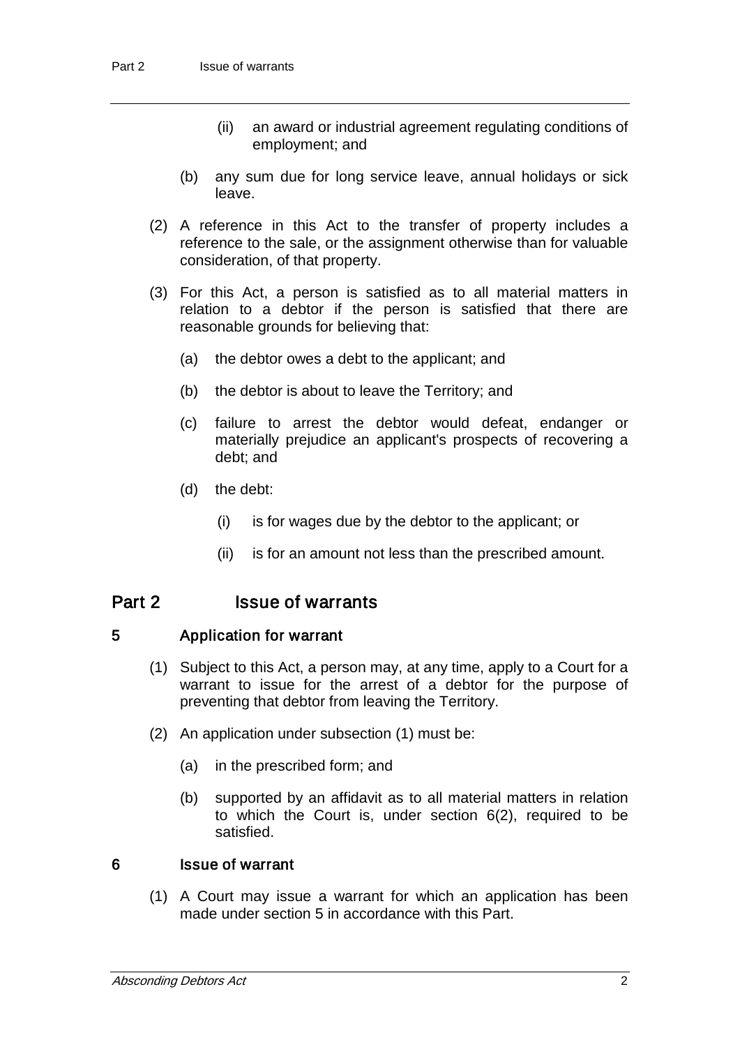(ii) an award or industrial agreement regulating conditions of employment; and

(b) any sum due for long service leave, annual holidays or sick leave.

(2) A reference in this Act to the transfer of property includes a reference to the sale, or the assignment otherwise than for valuable consideration, of that property.

(3) For this Act, a person is satisfied as to all material matters in relation to a debtor if the person is satisfied that there are reasonable grounds for believing that:

(a) the debtor owes a debt to the applicant; and

(b) the debtor is about to leave the Territory; and

(c) failure to arrest the debtor would defeat, endanger or materially prejudice an applicant's prospects of recovering a debt; and

(d) the debt:

(i) is for wages due by the debtor to the applicant; or

(ii) is for an amount not less than the prescribed amount.

## Part 2 Issue of warrants

### 5 Application for warrant

(1) Subject to this Act, a person may, at any time, apply to a Court for a warrant to issue for the arrest of a debtor for the purpose of preventing that debtor from leaving the Territory.

(2) An application under subsection (1) must be:

(a) in the prescribed form; and

(b) supported by an affidavit as to all material matters in relation to which the Court is, under section 6(2), required to be satisfied.

### 6 Issue of warrant

(1) A Court may issue a warrant for which an application has been made under section 5 in accordance with this Part.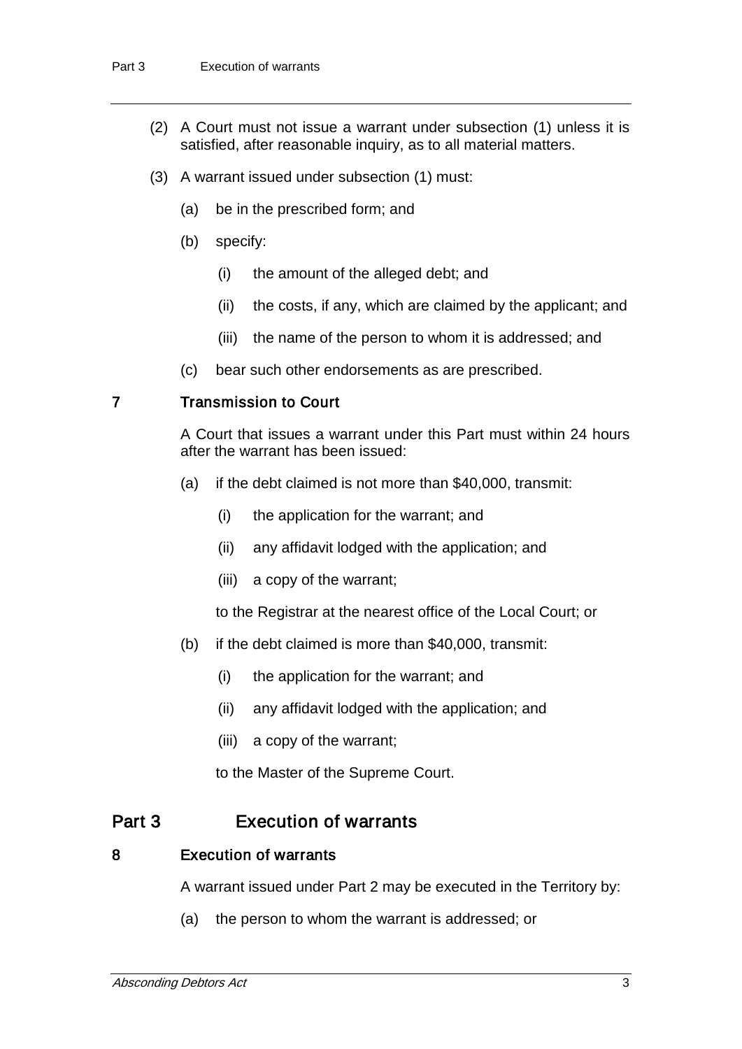(2) A Court must not issue a warrant under subsection (1) unless it is satisfied, after reasonable inquiry, as to all material matters.

(3) A warrant issued under subsection (1) must:

- (a) be in the prescribed form; and
- (b) specify:
  - (i) the amount of the alleged debt; and
  - (ii) the costs, if any, which are claimed by the applicant; and
  - (iii) the name of the person to whom it is addressed; and
- (c) bear such other endorsements as are prescribed.

### 7 Transmission to Court

A Court that issues a warrant under this Part must within 24 hours after the warrant has been issued:

- (a) if the debt claimed is not more than $40,000, transmit:
  - (i) the application for the warrant; and
  - (ii) any affidavit lodged with the application; and
  - (iii) a copy of the warrant;

  to the Registrar at the nearest office of the Local Court; or
- (b) if the debt claimed is more than $40,000, transmit:
  - (i) the application for the warrant; and
  - (ii) any affidavit lodged with the application; and
  - (iii) a copy of the warrant;

  to the Master of the Supreme Court.

## Part 3 Execution of warrants

### 8 Execution of warrants

A warrant issued under Part 2 may be executed in the Territory by:

- (a) the person to whom the warrant is addressed; or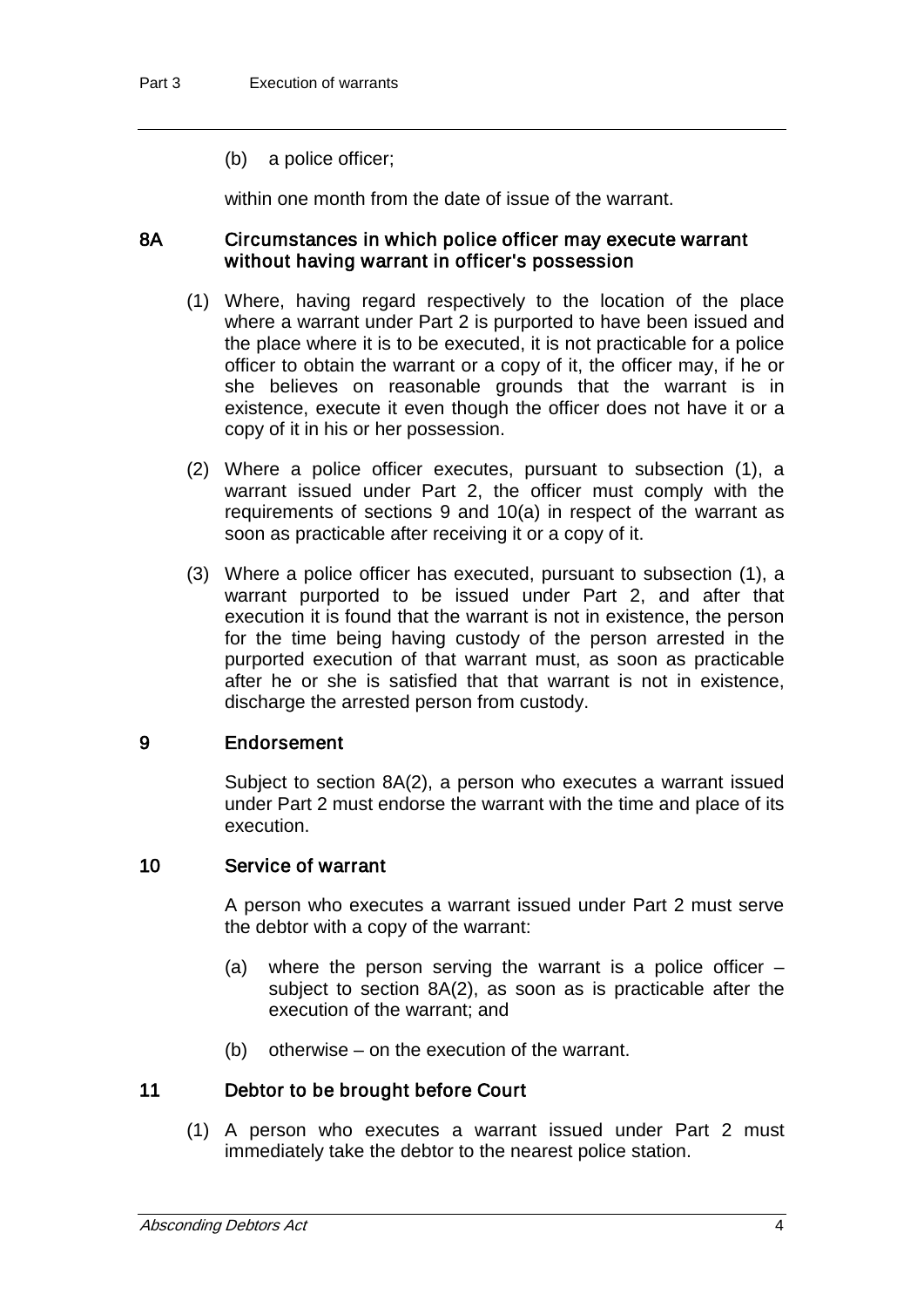(b) a police officer;

within one month from the date of issue of the warrant.

### 8A Circumstances in which police officer may execute warrant without having warrant in officer's possession

(1) Where, having regard respectively to the location of the place where a warrant under Part 2 is purported to have been issued and the place where it is to be executed, it is not practicable for a police officer to obtain the warrant or a copy of it, the officer may, if he or she believes on reasonable grounds that the warrant is in existence, execute it even though the officer does not have it or a copy of it in his or her possession.

(2) Where a police officer executes, pursuant to subsection (1), a warrant issued under Part 2, the officer must comply with the requirements of sections 9 and 10(a) in respect of the warrant as soon as practicable after receiving it or a copy of it.

(3) Where a police officer has executed, pursuant to subsection (1), a warrant purported to be issued under Part 2, and after that execution it is found that the warrant is not in existence, the person for the time being having custody of the person arrested in the purported execution of that warrant must, as soon as practicable after he or she is satisfied that that warrant is not in existence, discharge the arrested person from custody.

### 9 Endorsement

Subject to section 8A(2), a person who executes a warrant issued under Part 2 must endorse the warrant with the time and place of its execution.

### 10 Service of warrant

A person who executes a warrant issued under Part 2 must serve the debtor with a copy of the warrant:

(a) where the person serving the warrant is a police officer – subject to section 8A(2), as soon as is practicable after the execution of the warrant; and

(b) otherwise – on the execution of the warrant.

### 11 Debtor to be brought before Court

(1) A person who executes a warrant issued under Part 2 must immediately take the debtor to the nearest police station.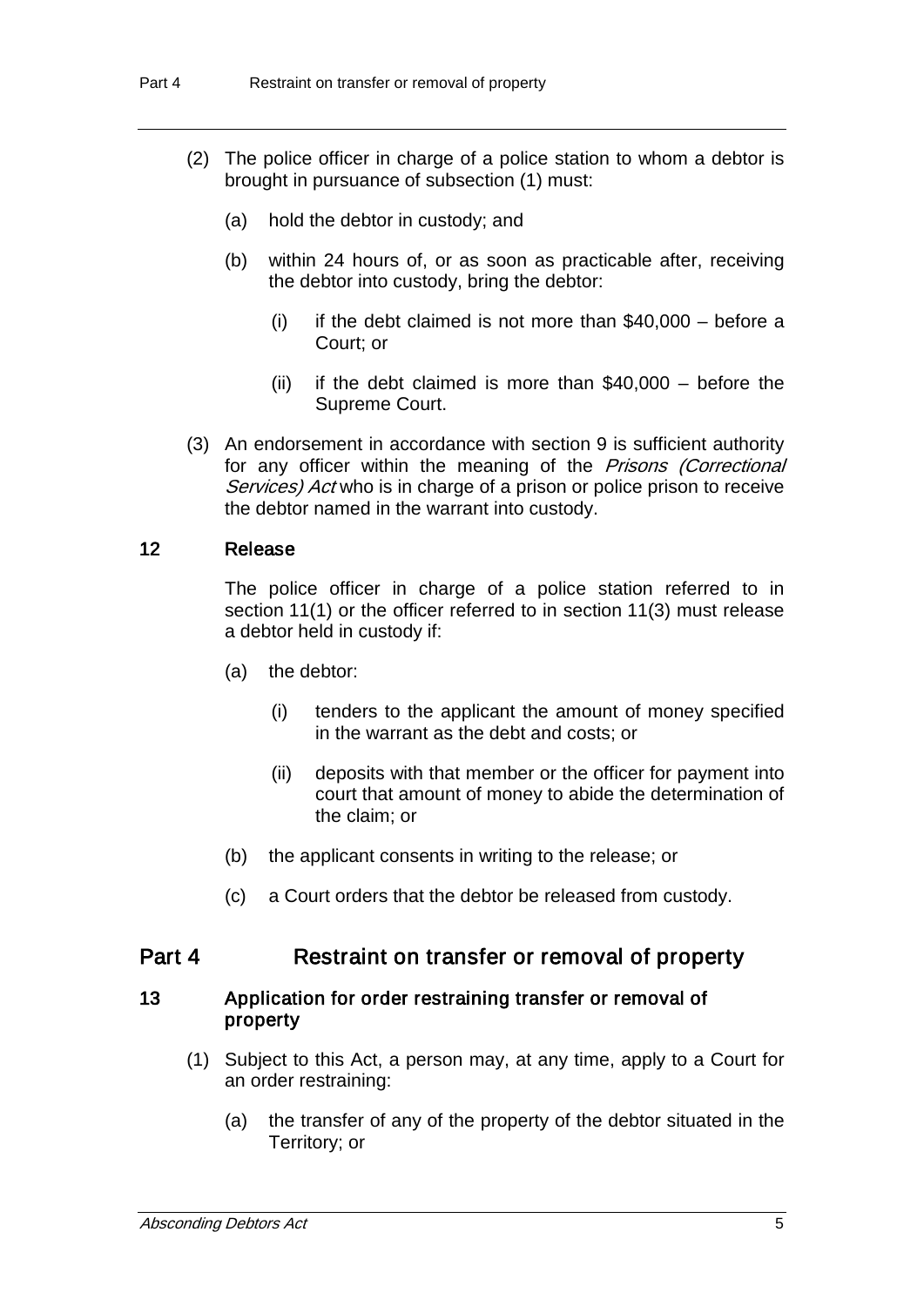(2) The police officer in charge of a police station to whom a debtor is brought in pursuance of subsection (1) must:

(a) hold the debtor in custody; and

(b) within 24 hours of, or as soon as practicable after, receiving the debtor into custody, bring the debtor:

(i) if the debt claimed is not more than $40,000 – before a Court; or

(ii) if the debt claimed is more than $40,000 – before the Supreme Court.

(3) An endorsement in accordance with section 9 is sufficient authority for any officer within the meaning of the *Prisons (Correctional Services) Act* who is in charge of a prison or police prison to receive the debtor named in the warrant into custody.

### 12 Release

The police officer in charge of a police station referred to in section 11(1) or the officer referred to in section 11(3) must release a debtor held in custody if:

(a) the debtor:

(i) tenders to the applicant the amount of money specified in the warrant as the debt and costs; or

(ii) deposits with that member or the officer for payment into court that amount of money to abide the determination of the claim; or

(b) the applicant consents in writing to the release; or

(c) a Court orders that the debtor be released from custody.

## Part 4 Restraint on transfer or removal of property

### 13 Application for order restraining transfer or removal of property

(1) Subject to this Act, a person may, at any time, apply to a Court for an order restraining:

(a) the transfer of any of the property of the debtor situated in the Territory; or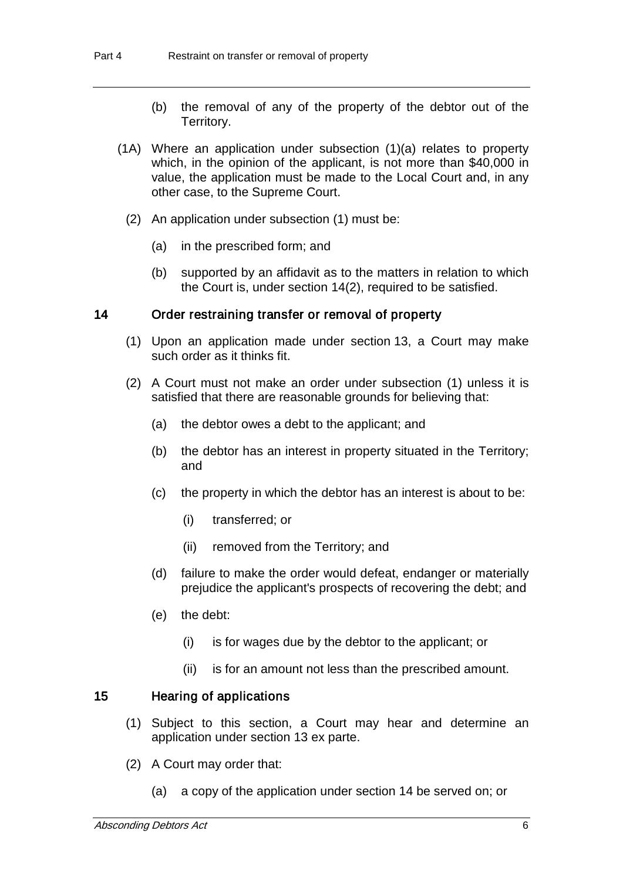(b) the removal of any of the property of the debtor out of the Territory.

(1A) Where an application under subsection (1)(a) relates to property which, in the opinion of the applicant, is not more than $40,000 in value, the application must be made to the Local Court and, in any other case, to the Supreme Court.

(2) An application under subsection (1) must be:

(a) in the prescribed form; and

(b) supported by an affidavit as to the matters in relation to which the Court is, under section 14(2), required to be satisfied.

### 14 Order restraining transfer or removal of property

(1) Upon an application made under section 13, a Court may make such order as it thinks fit.

(2) A Court must not make an order under subsection (1) unless it is satisfied that there are reasonable grounds for believing that:

(a) the debtor owes a debt to the applicant; and

(b) the debtor has an interest in property situated in the Territory; and

(c) the property in which the debtor has an interest is about to be:

(i) transferred; or

(ii) removed from the Territory; and

(d) failure to make the order would defeat, endanger or materially prejudice the applicant's prospects of recovering the debt; and

(e) the debt:

(i) is for wages due by the debtor to the applicant; or

(ii) is for an amount not less than the prescribed amount.

### 15 Hearing of applications

(1) Subject to this section, a Court may hear and determine an application under section 13 ex parte.

(2) A Court may order that:

(a) a copy of the application under section 14 be served on; or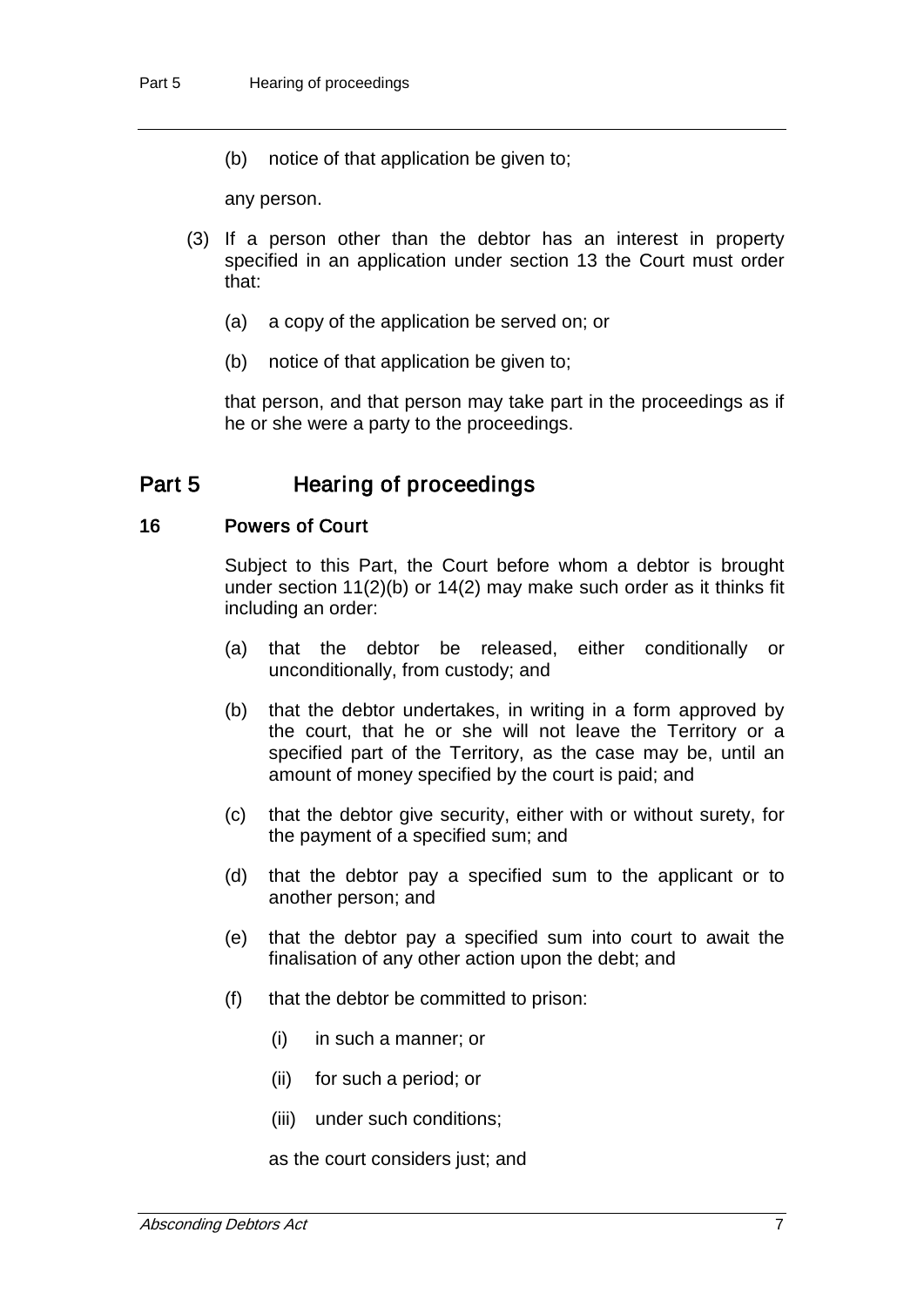(b) notice of that application be given to;

any person.

(3) If a person other than the debtor has an interest in property specified in an application under section 13 the Court must order that:

(a) a copy of the application be served on; or

(b) notice of that application be given to;

that person, and that person may take part in the proceedings as if he or she were a party to the proceedings.

## Part 5 Hearing of proceedings

### 16 Powers of Court

Subject to this Part, the Court before whom a debtor is brought under section 11(2)(b) or 14(2) may make such order as it thinks fit including an order:

(a) that the debtor be released, either conditionally or unconditionally, from custody; and

(b) that the debtor undertakes, in writing in a form approved by the court, that he or she will not leave the Territory or a specified part of the Territory, as the case may be, until an amount of money specified by the court is paid; and

(c) that the debtor give security, either with or without surety, for the payment of a specified sum; and

(d) that the debtor pay a specified sum to the applicant or to another person; and

(e) that the debtor pay a specified sum into court to await the finalisation of any other action upon the debt; and

(f) that the debtor be committed to prison:

(i) in such a manner; or

(ii) for such a period; or

(iii) under such conditions;

as the court considers just; and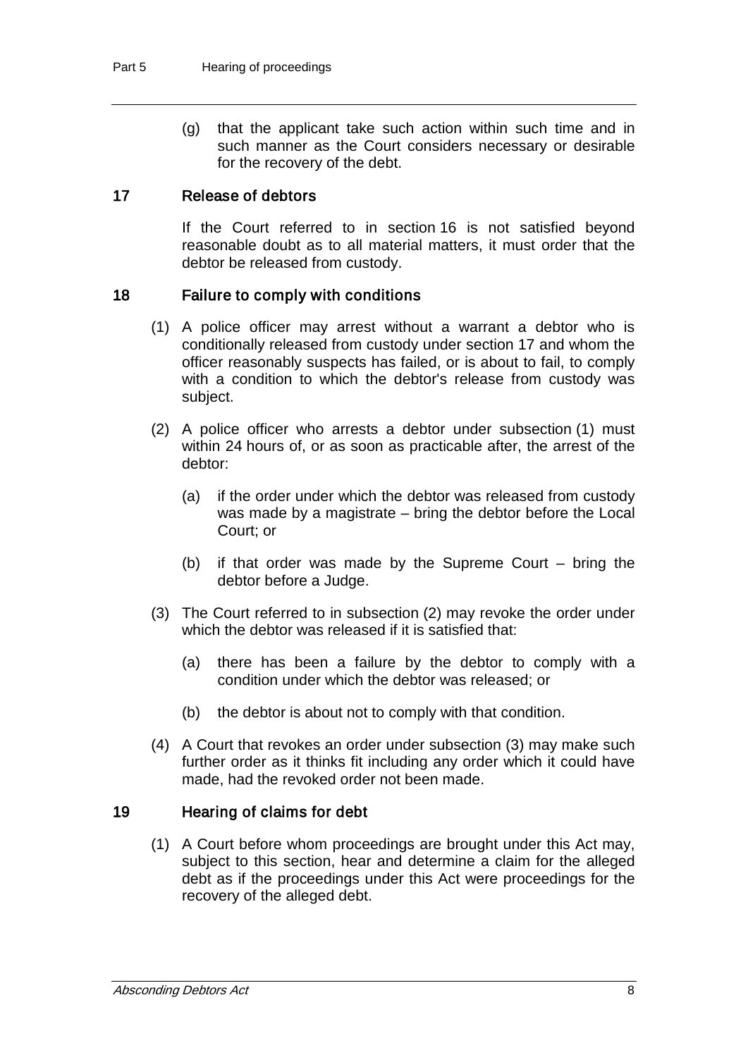(g) that the applicant take such action within such time and in such manner as the Court considers necessary or desirable for the recovery of the debt.

## 17 Release of debtors

If the Court referred to in section 16 is not satisfied beyond reasonable doubt as to all material matters, it must order that the debtor be released from custody.

## 18 Failure to comply with conditions

(1) A police officer may arrest without a warrant a debtor who is conditionally released from custody under section 17 and whom the officer reasonably suspects has failed, or is about to fail, to comply with a condition to which the debtor's release from custody was subject.

(2) A police officer who arrests a debtor under subsection (1) must within 24 hours of, or as soon as practicable after, the arrest of the debtor:

(a) if the order under which the debtor was released from custody was made by a magistrate – bring the debtor before the Local Court; or

(b) if that order was made by the Supreme Court – bring the debtor before a Judge.

(3) The Court referred to in subsection (2) may revoke the order under which the debtor was released if it is satisfied that:

(a) there has been a failure by the debtor to comply with a condition under which the debtor was released; or

(b) the debtor is about not to comply with that condition.

(4) A Court that revokes an order under subsection (3) may make such further order as it thinks fit including any order which it could have made, had the revoked order not been made.

## 19 Hearing of claims for debt

(1) A Court before whom proceedings are brought under this Act may, subject to this section, hear and determine a claim for the alleged debt as if the proceedings under this Act were proceedings for the recovery of the alleged debt.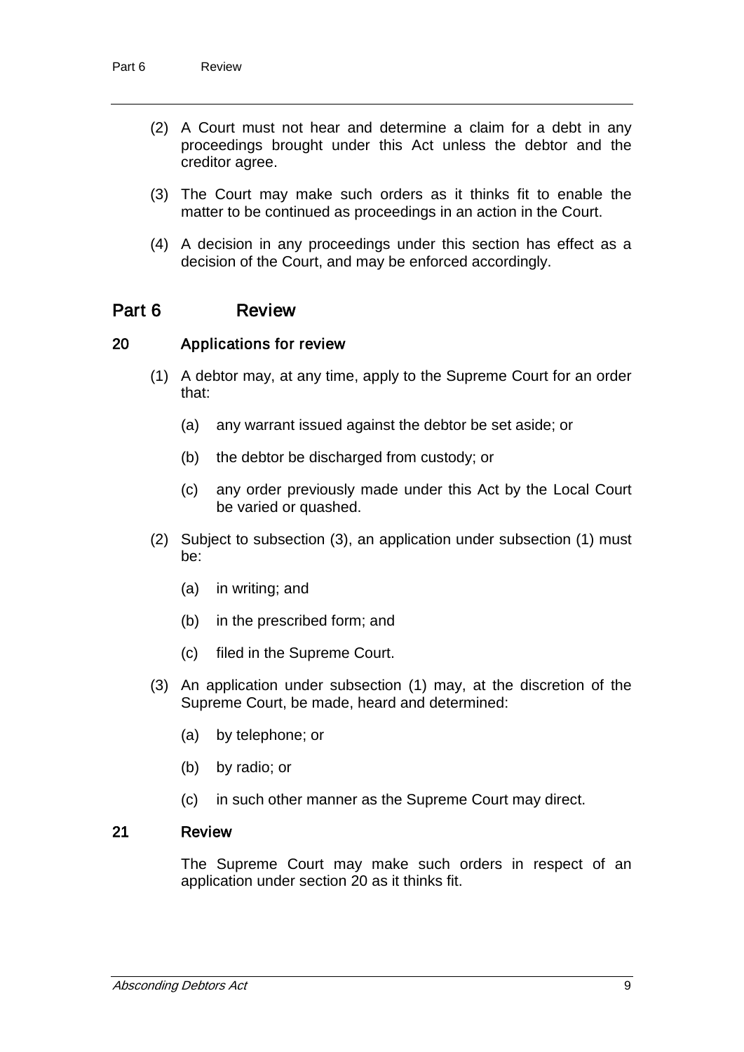(2) A Court must not hear and determine a claim for a debt in any proceedings brought under this Act unless the debtor and the creditor agree.

(3) The Court may make such orders as it thinks fit to enable the matter to be continued as proceedings in an action in the Court.

(4) A decision in any proceedings under this section has effect as a decision of the Court, and may be enforced accordingly.

## Part 6 Review

### 20 Applications for review

(1) A debtor may, at any time, apply to the Supreme Court for an order that:

(a) any warrant issued against the debtor be set aside; or

(b) the debtor be discharged from custody; or

(c) any order previously made under this Act by the Local Court be varied or quashed.

(2) Subject to subsection (3), an application under subsection (1) must be:

(a) in writing; and

(b) in the prescribed form; and

(c) filed in the Supreme Court.

(3) An application under subsection (1) may, at the discretion of the Supreme Court, be made, heard and determined:

(a) by telephone; or

(b) by radio; or

(c) in such other manner as the Supreme Court may direct.

### 21 Review

The Supreme Court may make such orders in respect of an application under section 20 as it thinks fit.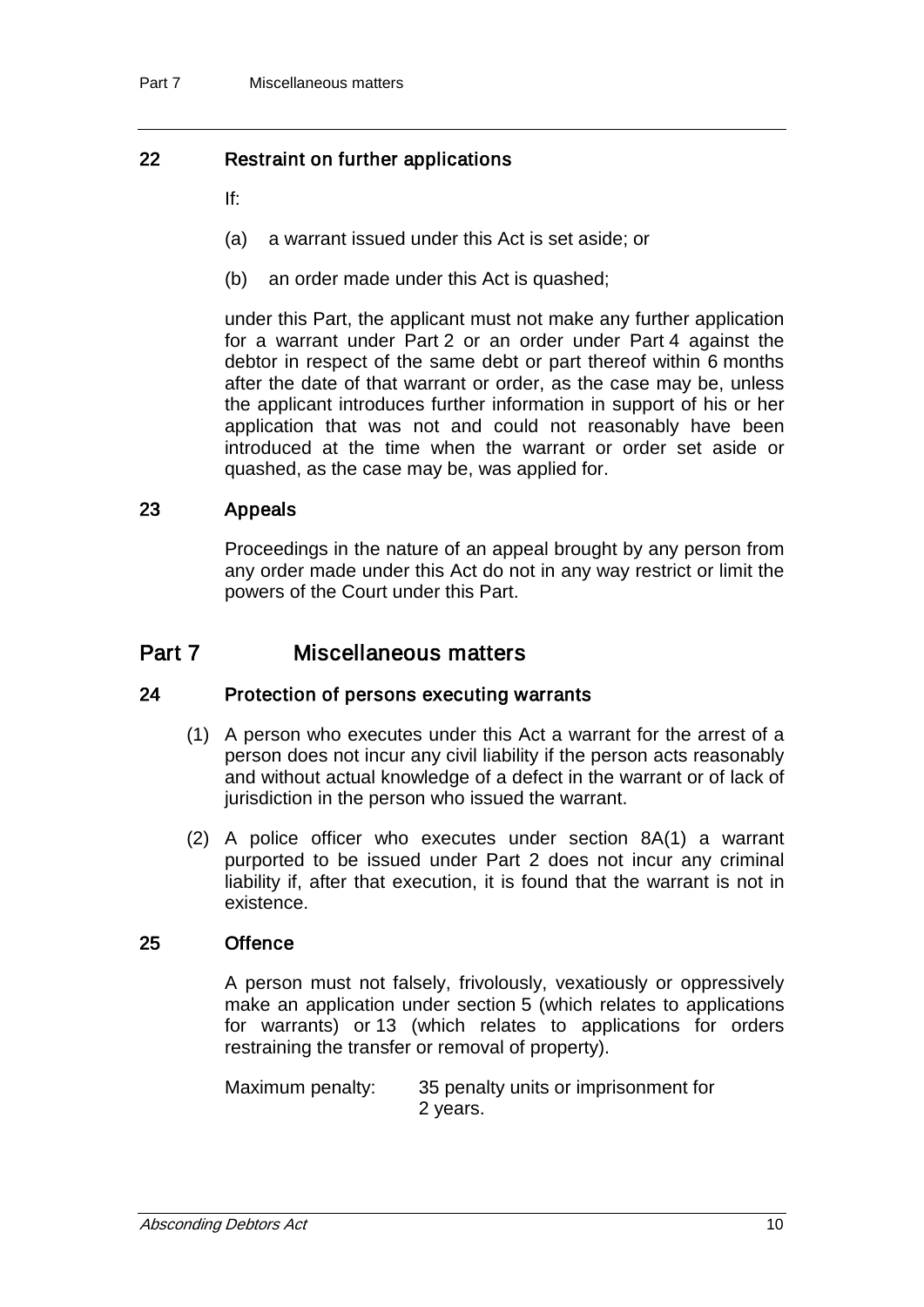### 22 Restraint on further applications

If:

(a) a warrant issued under this Act is set aside; or

(b) an order made under this Act is quashed;

under this Part, the applicant must not make any further application for a warrant under Part 2 or an order under Part 4 against the debtor in respect of the same debt or part thereof within 6 months after the date of that warrant or order, as the case may be, unless the applicant introduces further information in support of his or her application that was not and could not reasonably have been introduced at the time when the warrant or order set aside or quashed, as the case may be, was applied for.

### 23 Appeals

Proceedings in the nature of an appeal brought by any person from any order made under this Act do not in any way restrict or limit the powers of the Court under this Part.

## Part 7 Miscellaneous matters

### 24 Protection of persons executing warrants

(1) A person who executes under this Act a warrant for the arrest of a person does not incur any civil liability if the person acts reasonably and without actual knowledge of a defect in the warrant or of lack of jurisdiction in the person who issued the warrant.

(2) A police officer who executes under section 8A(1) a warrant purported to be issued under Part 2 does not incur any criminal liability if, after that execution, it is found that the warrant is not in existence.

### 25 Offence

A person must not falsely, frivolously, vexatiously or oppressively make an application under section 5 (which relates to applications for warrants) or 13 (which relates to applications for orders restraining the transfer or removal of property).

Maximum penalty: 35 penalty units or imprisonment for 2 years.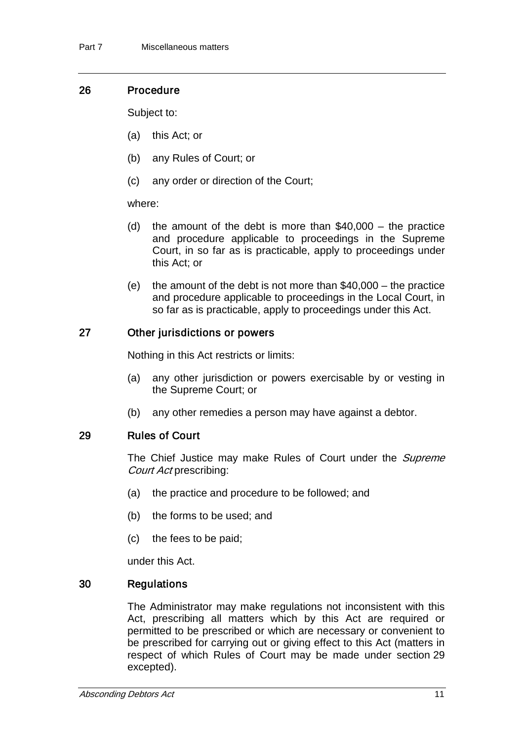### 26 Procedure

Subject to:

(a) this Act; or

(b) any Rules of Court; or

(c) any order or direction of the Court;

where:

(d) the amount of the debt is more than $40,000 – the practice and procedure applicable to proceedings in the Supreme Court, in so far as is practicable, apply to proceedings under this Act; or

(e) the amount of the debt is not more than $40,000 – the practice and procedure applicable to proceedings in the Local Court, in so far as is practicable, apply to proceedings under this Act.

### 27 Other jurisdictions or powers

Nothing in this Act restricts or limits:

(a) any other jurisdiction or powers exercisable by or vesting in the Supreme Court; or

(b) any other remedies a person may have against a debtor.

### 29 Rules of Court

The Chief Justice may make Rules of Court under the *Supreme Court Act* prescribing:

(a) the practice and procedure to be followed; and

(b) the forms to be used; and

(c) the fees to be paid;

under this Act.

### 30 Regulations

The Administrator may make regulations not inconsistent with this Act, prescribing all matters which by this Act are required or permitted to be prescribed or which are necessary or convenient to be prescribed for carrying out or giving effect to this Act (matters in respect of which Rules of Court may be made under section 29 excepted).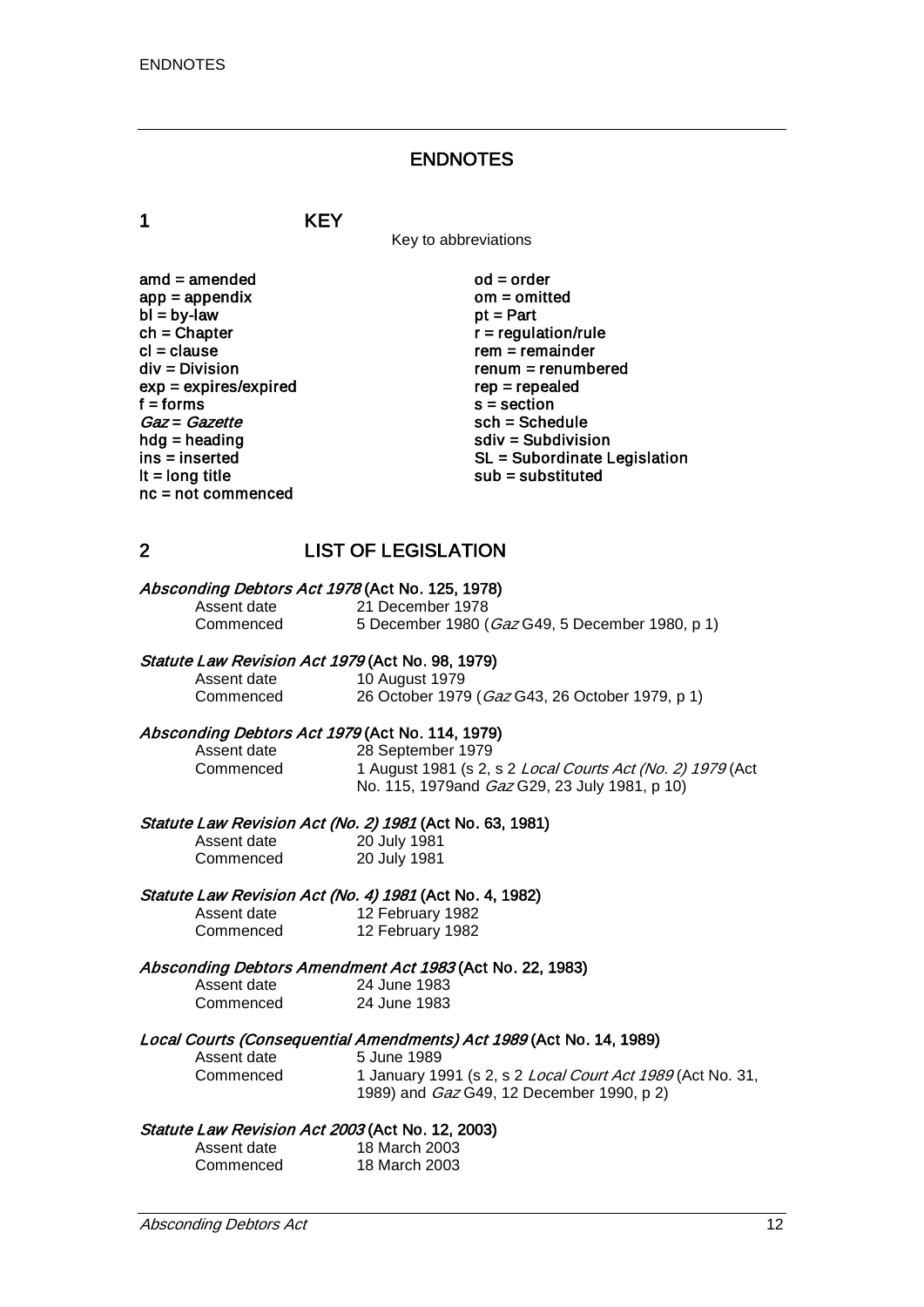# ENDNOTES

## 1 KEY

Key to abbreviations

amd = amended
app = appendix
bl = by-law
ch = Chapter
cl = clause
div = Division
exp = expires/expired
f = forms
*Gaz* = *Gazette*
hdg = heading
ins = inserted
lt = long title
nc = not commenced
od = order
om = omitted
pt = Part
r = regulation/rule
rem = remainder
renum = renumbered
rep = repealed
s = section
sch = Schedule
sdiv = Subdivision
SL = Subordinate Legislation
sub = substituted

## 2 LIST OF LEGISLATION

***Absconding Debtors Act 1978*** **(Act No. 125, 1978)**

| | |
|---|---|
| Assent date | 21 December 1978 |
| Commenced | 5 December 1980 (*Gaz* G49, 5 December 1980, p 1) |

***Statute Law Revision Act 1979*** **(Act No. 98, 1979)**

| | |
|---|---|
| Assent date | 10 August 1979 |
| Commenced | 26 October 1979 (*Gaz* G43, 26 October 1979, p 1) |

***Absconding Debtors Act 1979*** **(Act No. 114, 1979)**

| | |
|---|---|
| Assent date | 28 September 1979 |
| Commenced | 1 August 1981 (s 2, s 2 *Local Courts Act (No. 2) 1979* (Act No. 115, 1979and *Gaz* G29, 23 July 1981, p 10) |

***Statute Law Revision Act (No. 2) 1981*** **(Act No. 63, 1981)**

| | |
|---|---|
| Assent date | 20 July 1981 |
| Commenced | 20 July 1981 |

***Statute Law Revision Act (No. 4) 1981*** **(Act No. 4, 1982)**

| | |
|---|---|
| Assent date | 12 February 1982 |
| Commenced | 12 February 1982 |

***Absconding Debtors Amendment Act 1983*** **(Act No. 22, 1983)**

| | |
|---|---|
| Assent date | 24 June 1983 |
| Commenced | 24 June 1983 |

***Local Courts (Consequential Amendments) Act 1989*** **(Act No. 14, 1989)**

| | |
|---|---|
| Assent date | 5 June 1989 |
| Commenced | 1 January 1991 (s 2, s 2 *Local Court Act 1989* (Act No. 31, 1989) and *Gaz* G49, 12 December 1990, p 2) |

***Statute Law Revision Act 2003*** **(Act No. 12, 2003)**

| | |
|---|---|
| Assent date | 18 March 2003 |
| Commenced | 18 March 2003 |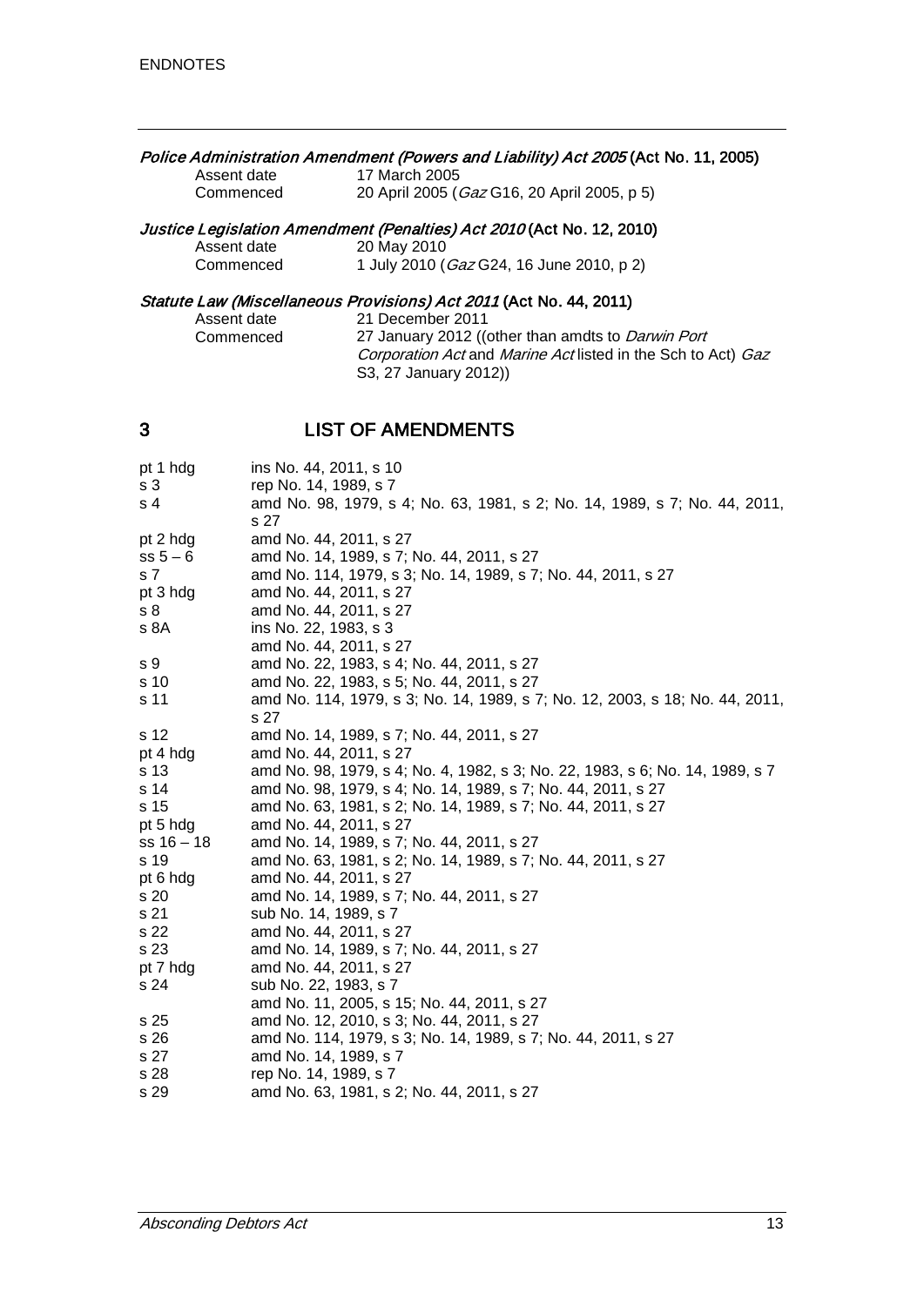***Police Administration Amendment (Powers and Liability) Act 2005* (Act No. 11, 2005)**

| | |
|---|---|
| Assent date | 17 March 2005 |
| Commenced | 20 April 2005 (*Gaz* G16, 20 April 2005, p 5) |

***Justice Legislation Amendment (Penalties) Act 2010* (Act No. 12, 2010)**

| | |
|---|---|
| Assent date | 20 May 2010 |
| Commenced | 1 July 2010 (*Gaz* G24, 16 June 2010, p 2) |

***Statute Law (Miscellaneous Provisions) Act 2011* (Act No. 44, 2011)**

| | |
|---|---|
| Assent date | 21 December 2011 |
| Commenced | 27 January 2012 ((other than amdts to *Darwin Port Corporation Act* and *Marine Act* listed in the Sch to Act) *Gaz* S3, 27 January 2012)) |

## 3 LIST OF AMENDMENTS

| | |
|---|---|
| pt 1 hdg | ins No. 44, 2011, s 10 |
| s 3 | rep No. 14, 1989, s 7 |
| s 4 | amd No. 98, 1979, s 4; No. 63, 1981, s 2; No. 14, 1989, s 7; No. 44, 2011, s 27 |
| pt 2 hdg | amd No. 44, 2011, s 27 |
| ss 5 – 6 | amd No. 14, 1989, s 7; No. 44, 2011, s 27 |
| s 7 | amd No. 114, 1979, s 3; No. 14, 1989, s 7; No. 44, 2011, s 27 |
| pt 3 hdg | amd No. 44, 2011, s 27 |
| s 8 | amd No. 44, 2011, s 27 |
| s 8A | ins No. 22, 1983, s 3 |
| | amd No. 44, 2011, s 27 |
| s 9 | amd No. 22, 1983, s 4; No. 44, 2011, s 27 |
| s 10 | amd No. 22, 1983, s 5; No. 44, 2011, s 27 |
| s 11 | amd No. 114, 1979, s 3; No. 14, 1989, s 7; No. 12, 2003, s 18; No. 44, 2011, s 27 |
| s 12 | amd No. 14, 1989, s 7; No. 44, 2011, s 27 |
| pt 4 hdg | amd No. 44, 2011, s 27 |
| s 13 | amd No. 98, 1979, s 4; No. 4, 1982, s 3; No. 22, 1983, s 6; No. 14, 1989, s 7 |
| s 14 | amd No. 98, 1979, s 4; No. 14, 1989, s 7; No. 44, 2011, s 27 |
| s 15 | amd No. 63, 1981, s 2; No. 14, 1989, s 7; No. 44, 2011, s 27 |
| pt 5 hdg | amd No. 44, 2011, s 27 |
| ss 16 – 18 | amd No. 14, 1989, s 7; No. 44, 2011, s 27 |
| s 19 | amd No. 63, 1981, s 2; No. 14, 1989, s 7; No. 44, 2011, s 27 |
| pt 6 hdg | amd No. 44, 2011, s 27 |
| s 20 | amd No. 14, 1989, s 7; No. 44, 2011, s 27 |
| s 21 | sub No. 14, 1989, s 7 |
| s 22 | amd No. 44, 2011, s 27 |
| s 23 | amd No. 14, 1989, s 7; No. 44, 2011, s 27 |
| pt 7 hdg | amd No. 44, 2011, s 27 |
| s 24 | sub No. 22, 1983, s 7 |
| | amd No. 11, 2005, s 15; No. 44, 2011, s 27 |
| s 25 | amd No. 12, 2010, s 3; No. 44, 2011, s 27 |
| s 26 | amd No. 114, 1979, s 3; No. 14, 1989, s 7; No. 44, 2011, s 27 |
| s 27 | amd No. 14, 1989, s 7 |
| s 28 | rep No. 14, 1989, s 7 |
| s 29 | amd No. 63, 1981, s 2; No. 44, 2011, s 27 |